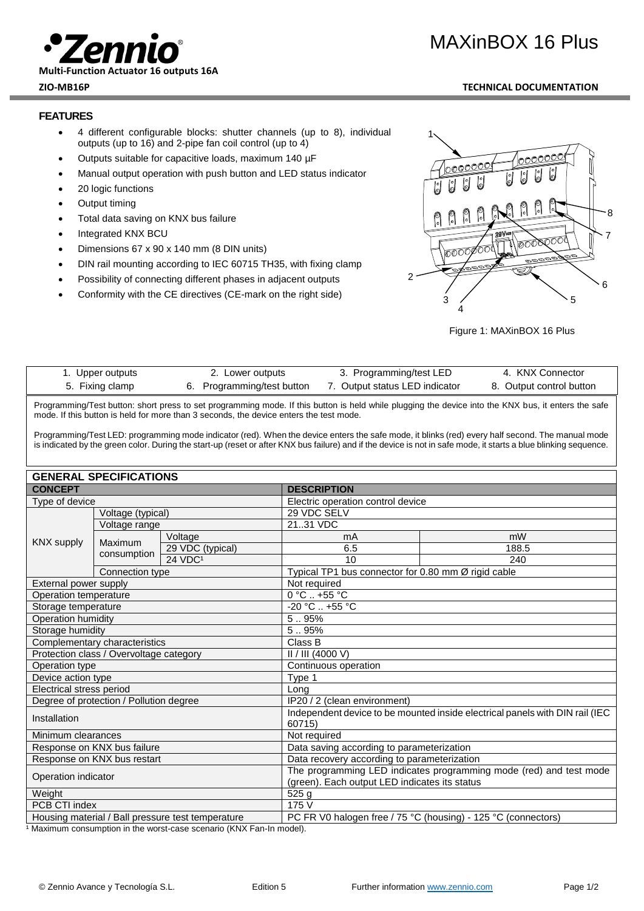# MAXinBOX 16 Plus

**Multi-Function Actuator 16 outputs 16A**

**ZIO-MB16P** **TECHNICAL DOCUMENTATION**

## FEATURES

- 4 different configurable blocks: shutter channels (up to 8), individual outputs (up to 16) and 2-pipe fan coil control (up to 4)
- Outputs suitable for capacitive loads, maximum 140 µF
- Manual output operation with push button and LED status indicator
- 20 logic functions
- Output timing
- Total data saving on KNX bus failure
- Integrated KNX BCU
- Dimensions 67 x 90 x 140 mm (8 DIN units)
- DIN rail mounting according to IEC 60715 TH35, with fixing clamp
- Possibility of connecting different phases in adjacent outputs
- Conformity with the CE directives (CE-mark on the right side)

Figure 1: MAXinBOX 16 Plus

| | | | |
|---|---|---|---|
| 1. Upper outputs | 2. Lower outputs | 3. Programming/test LED | 4. KNX Connector |
| 5. Fixing clamp | 6. Programming/test button | 7. Output status LED indicator | 8. Output control button |

Programming/Test button: short press to set programming mode. If this button is held while plugging the device into the KNX bus, it enters the safe mode. If this button is held for more than 3 seconds, the device enters the test mode.

Programming/Test LED: programming mode indicator (red). When the device enters the safe mode, it blinks (red) every half second. The manual mode is indicated by the green color. During the start-up (reset or after KNX bus failure) and if the device is not in safe mode, it starts a blue blinking sequence.

## GENERAL SPECIFICATIONS

| CONCEPT | | | DESCRIPTION | |
|---|---|---|---|---|
| Type of device | | | Electric operation control device | |
| KNX supply | Voltage (typical) | | 29 VDC SELV | |
| | Voltage range | | 21..31 VDC | |
| | Maximum consumption | Voltage | mA | mW |
| | | 29 VDC (typical) | 6.5 | 188.5 |
| | | 24 VDC[1] | 10 | 240 |
| | Connection type | | Typical TP1 bus connector for 0.80 mm Ø rigid cable | |
| External power supply | | | Not required | |
| Operation temperature | | | 0 °C .. +55 °C | |
| Storage temperature | | | -20 °C .. +55 °C | |
| Operation humidity | | | 5 .. 95% | |
| Storage humidity | | | 5 .. 95% | |
| Complementary characteristics | | | Class B | |
| Protection class / Overvoltage category | | | II / III (4000 V) | |
| Operation type | | | Continuous operation | |
| Device action type | | | Type 1 | |
| Electrical stress period | | | Long | |
| Degree of protection / Pollution degree | | | IP20 / 2 (clean environment) | |
| Installation | | | Independent device to be mounted inside electrical panels with DIN rail (IEC 60715) | |
| Minimum clearances | | | Not required | |
| Response on KNX bus failure | | | Data saving according to parameterization | |
| Response on KNX bus restart | | | Data recovery according to parameterization | |
| Operation indicator | | | The programming LED indicates programming mode (red) and test mode (green). Each output LED indicates its status | |
| Weight | | | 525 g | |
| PCB CTI index | | | 175 V | |
| Housing material / Ball pressure test temperature | | | PC FR V0 halogen free / 75 °C (housing) - 125 °C (connectors) | |

[1] Maximum consumption in the worst-case scenario (KNX Fan-In model).

© Zennio Avance y Tecnología S.L. Edition 5 Further information www.zennio.com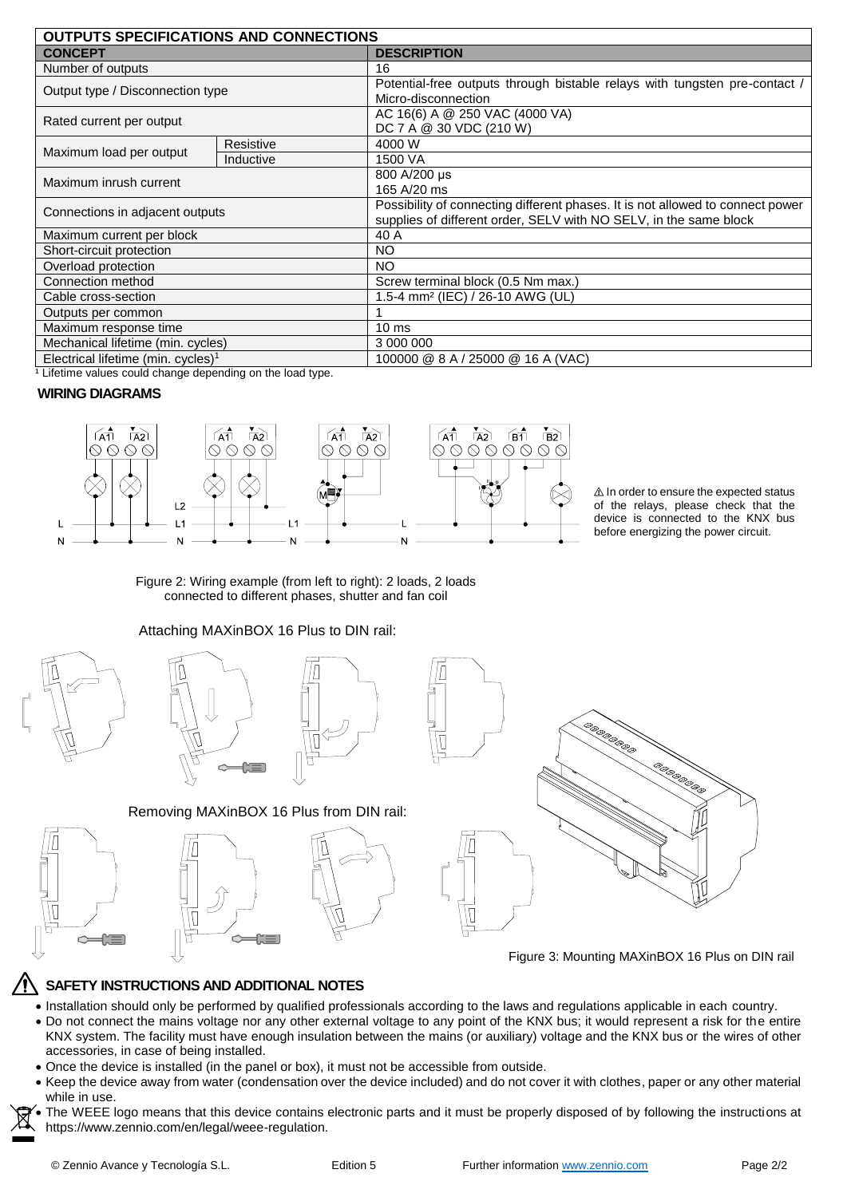| OUTPUTS SPECIFICATIONS AND CONNECTIONS | | |
|---|---|---|
| **CONCEPT** | | **DESCRIPTION** |
| Number of outputs | | 16 |
| Output type / Disconnection type | | Potential-free outputs through bistable relays with tungsten pre-contact / Micro-disconnection |
| Rated current per output | | AC 16(6) A @ 250 VAC (4000 VA)<br>DC 7 A @ 30 VDC (210 W) |
| Maximum load per output | Resistive | 4000 W |
| | Inductive | 1500 VA |
| Maximum inrush current | | 800 A/200 µs<br>165 A/20 ms |
| Connections in adjacent outputs | | Possibility of connecting different phases. It is not allowed to connect power supplies of different order, SELV with NO SELV, in the same block |
| Maximum current per block | | 40 A |
| Short-circuit protection | | NO |
| Overload protection | | NO |
| Connection method | | Screw terminal block (0.5 Nm max.) |
| Cable cross-section | | 1.5-4 mm² (IEC) / 26-10 AWG (UL) |
| Outputs per common | | 1 |
| Maximum response time | | 10 ms |
| Mechanical lifetime (min. cycles) | | 3 000 000 |
| Electrical lifetime (min. cycles)[1] | | 100000 @ 8 A / 25000 @ 16 A (VAC) |

[1] Lifetime values could change depending on the load type.

## WIRING DIAGRAMS

⚠ In order to ensure the expected status of the relays, please check that the device is connected to the KNX bus before energizing the power circuit.

Figure 2: Wiring example (from left to right): 2 loads, 2 loads connected to different phases, shutter and fan coil

Attaching MAXinBOX 16 Plus to DIN rail:

Removing MAXinBOX 16 Plus from DIN rail:

Figure 3: Mounting MAXinBOX 16 Plus on DIN rail

## SAFETY INSTRUCTIONS AND ADDITIONAL NOTES

- Installation should only be performed by qualified professionals according to the laws and regulations applicable in each country.
- Do not connect the mains voltage nor any other external voltage to any point of the KNX bus; it would represent a risk for the entire KNX system. The facility must have enough insulation between the mains (or auxiliary) voltage and the KNX bus or the wires of other accessories, in case of being installed.
- Once the device is installed (in the panel or box), it must not be accessible from outside.
- Keep the device away from water (condensation over the device included) and do not cover it with clothes, paper or any other material while in use.
- The WEEE logo means that this device contains electronic parts and it must be properly disposed of by following the instructions at https://www.zennio.com/en/legal/weee-regulation.

© Zennio Avance y Tecnología S.L. Edition 5 Further information www.zennio.com